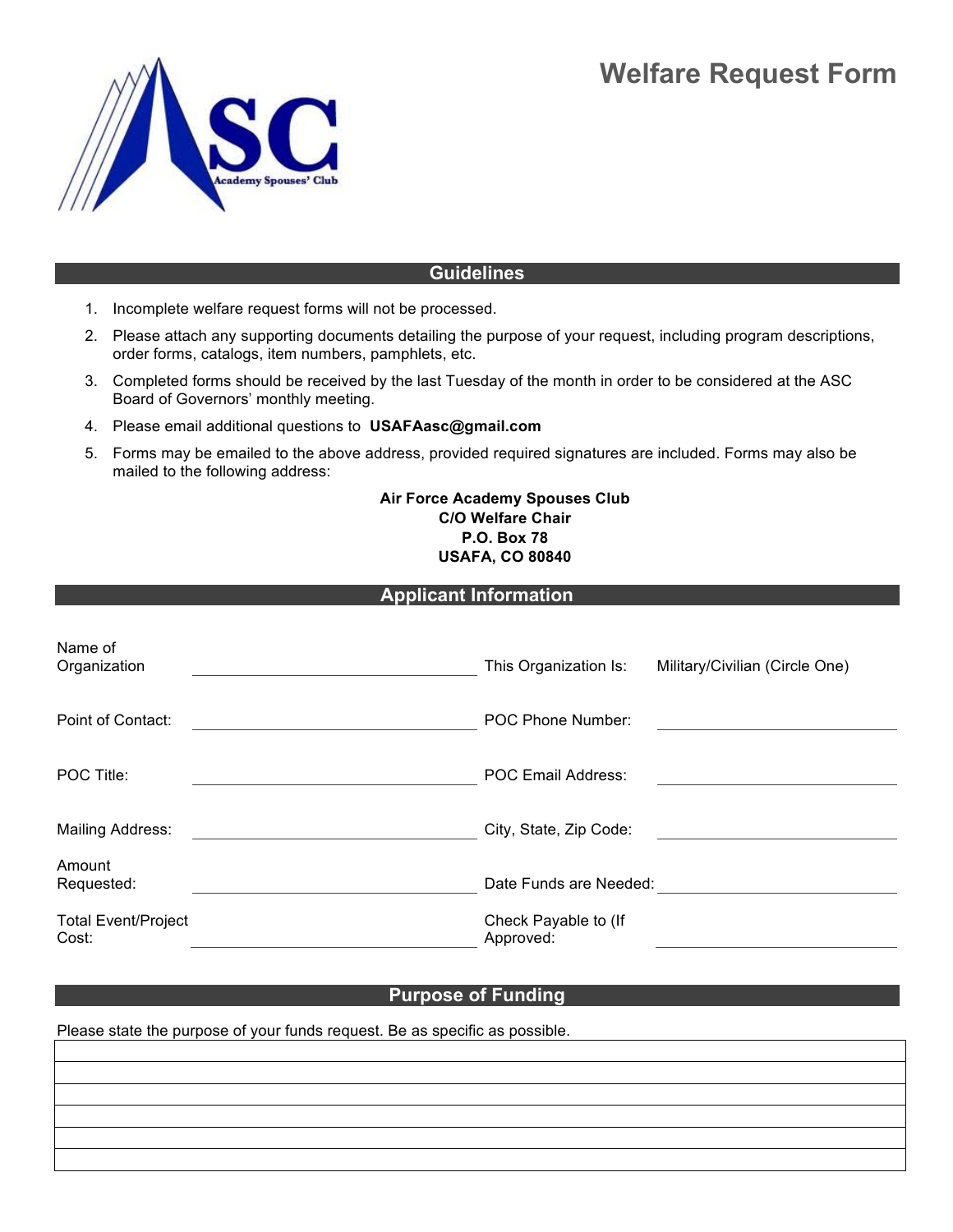# Welfare Request Form

## Guidelines

1. Incomplete welfare request forms will not be processed.
2. Please attach any supporting documents detailing the purpose of your request, including program descriptions, order forms, catalogs, item numbers, pamphlets, etc.
3. Completed forms should be received by the last Tuesday of the month in order to be considered at the ASC Board of Governors' monthly meeting.
4. Please email additional questions to **USAFAasc@gmail.com**
5. Forms may be emailed to the above address, provided required signatures are included. Forms may also be mailed to the following address:

**Air Force Academy Spouses Club**
**C/O Welfare Chair**
**P.O. Box 78**
**USAFA, CO 80840**

## Applicant Information

| | | | |
|---|---|---|---|
| Name of Organization | | This Organization Is: | Military/Civilian (Circle One) |
| Point of Contact: | | POC Phone Number: | |
| POC Title: | | POC Email Address: | |
| Mailing Address: | | City, State, Zip Code: | |
| Amount Requested: | | Date Funds are Needed: | |
| Total Event/Project Cost: | | Check Payable to (If Approved: | |

## Purpose of Funding

Please state the purpose of your funds request. Be as specific as possible.

| |
|---|
| |
| |
| |
| |
| |
| |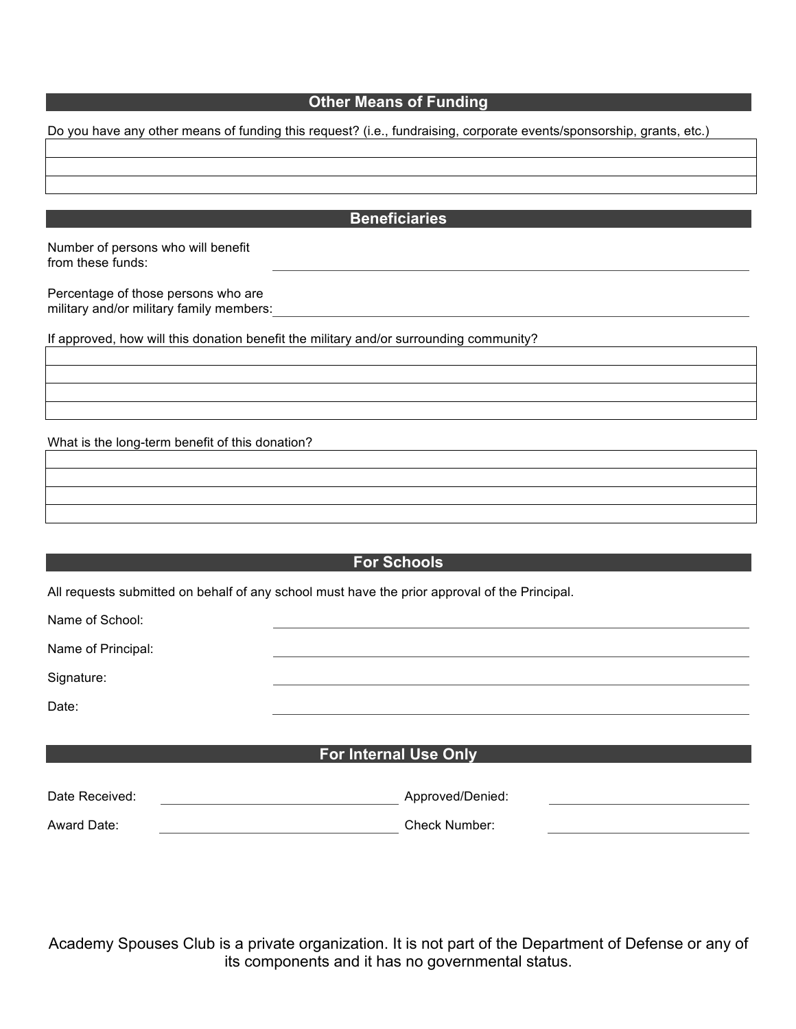## Other Means of Funding

Do you have any other means of funding this request? (i.e., fundraising, corporate events/sponsorship, grants, etc.)

| |
|---|
| |
| |
| |

## Beneficiaries

Number of persons who will benefit from these funds: ____________________

Percentage of those persons who are military and/or military family members: ____________________

If approved, how will this donation benefit the military and/or surrounding community?

| |
|---|
| |
| |
| |
| |

What is the long-term benefit of this donation?

| |
|---|
| |
| |
| |
| |

## For Schools

All requests submitted on behalf of any school must have the prior approval of the Principal.

Name of School: ____________________

Name of Principal: ____________________

Signature: ____________________

Date: ____________________

## For Internal Use Only

Date Received: ____________________ Approved/Denied: ____________________

Award Date: ____________________ Check Number: ____________________

Academy Spouses Club is a private organization. It is not part of the Department of Defense or any of its components and it has no governmental status.